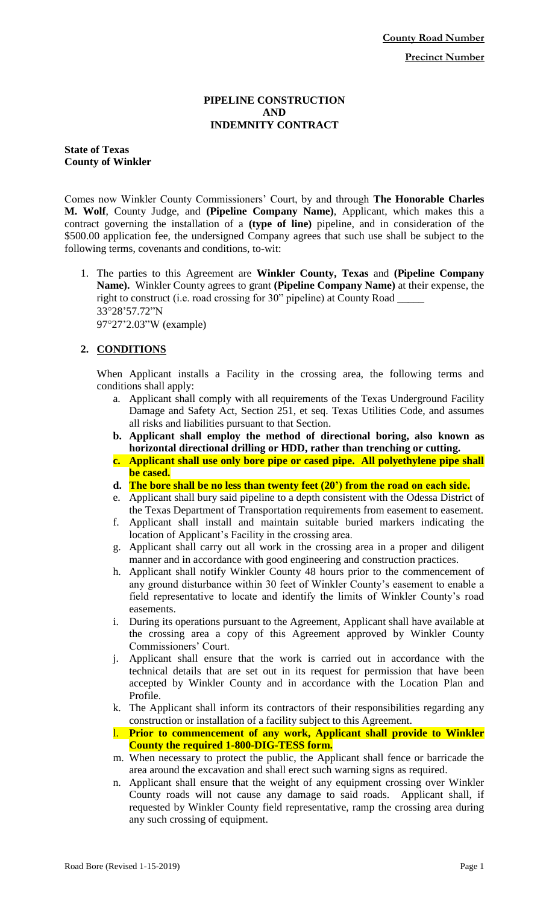**County Road Number**

**Precinct Number**

# PIPELINE CONSTRUCTION AND INDEMNITY CONTRACT

**State of Texas**
**County of Winkler**

Comes now Winkler County Commissioners' Court, by and through **The Honorable Charles M. Wolf**, County Judge, and **(Pipeline Company Name)**, Applicant, which makes this a contract governing the installation of a **(type of line)** pipeline, and in consideration of the $500.00 application fee, the undersigned Company agrees that such use shall be subject to the following terms, covenants and conditions, to-wit:

1. The parties to this Agreement are **Winkler County, Texas** and **(Pipeline Company Name).** Winkler County agrees to grant **(Pipeline Company Name)** at their expense, the right to construct (i.e. road crossing for 30" pipeline) at County Road _____
   33°28'57.72"N
   97°27'2.03"W (example)

2. **CONDITIONS**

   When Applicant installs a Facility in the crossing area, the following terms and conditions shall apply:

   a. Applicant shall comply with all requirements of the Texas Underground Facility Damage and Safety Act, Section 251, et seq. Texas Utilities Code, and assumes all risks and liabilities pursuant to that Section.
   b. **Applicant shall employ the method of directional boring, also known as horizontal directional drilling or HDD, rather than trenching or cutting.**
   c. **Applicant shall use only bore pipe or cased pipe. All polyethylene pipe shall be cased.**
   d. **The bore shall be no less than twenty feet (20') from the road on each side.**
   e. Applicant shall bury said pipeline to a depth consistent with the Odessa District of the Texas Department of Transportation requirements from easement to easement.
   f. Applicant shall install and maintain suitable buried markers indicating the location of Applicant's Facility in the crossing area.
   g. Applicant shall carry out all work in the crossing area in a proper and diligent manner and in accordance with good engineering and construction practices.
   h. Applicant shall notify Winkler County 48 hours prior to the commencement of any ground disturbance within 30 feet of Winkler County's easement to enable a field representative to locate and identify the limits of Winkler County's road easements.
   i. During its operations pursuant to the Agreement, Applicant shall have available at the crossing area a copy of this Agreement approved by Winkler County Commissioners' Court.
   j. Applicant shall ensure that the work is carried out in accordance with the technical details that are set out in its request for permission that have been accepted by Winkler County and in accordance with the Location Plan and Profile.
   k. The Applicant shall inform its contractors of their responsibilities regarding any construction or installation of a facility subject to this Agreement.
   l. **Prior to commencement of any work, Applicant shall provide to Winkler County the required 1-800-DIG-TESS form.**
   m. When necessary to protect the public, the Applicant shall fence or barricade the area around the excavation and shall erect such warning signs as required.
   n. Applicant shall ensure that the weight of any equipment crossing over Winkler County roads will not cause any damage to said roads. Applicant shall, if requested by Winkler County field representative, ramp the crossing area during any such crossing of equipment.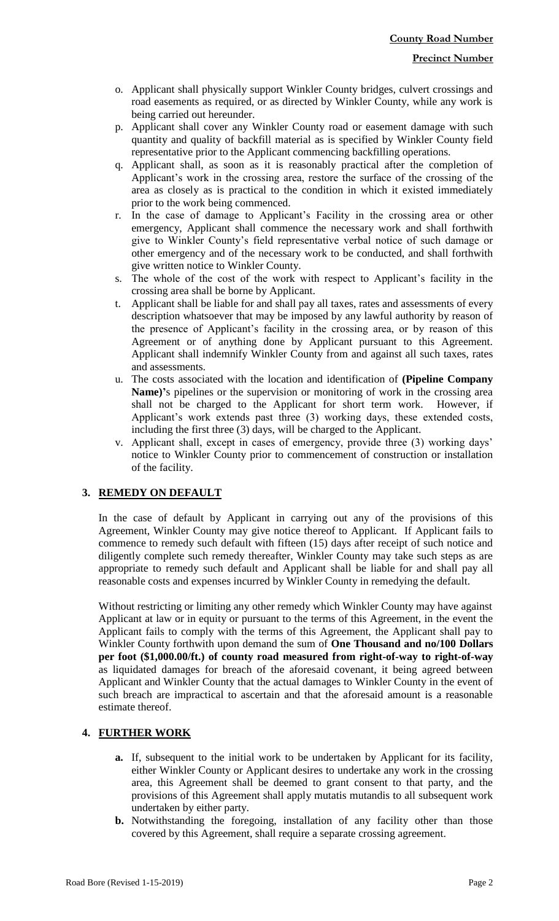- o. Applicant shall physically support Winkler County bridges, culvert crossings and road easements as required, or as directed by Winkler County, while any work is being carried out hereunder.
- p. Applicant shall cover any Winkler County road or easement damage with such quantity and quality of backfill material as is specified by Winkler County field representative prior to the Applicant commencing backfilling operations.
- q. Applicant shall, as soon as it is reasonably practical after the completion of Applicant's work in the crossing area, restore the surface of the crossing of the area as closely as is practical to the condition in which it existed immediately prior to the work being commenced.
- r. In the case of damage to Applicant's Facility in the crossing area or other emergency, Applicant shall commence the necessary work and shall forthwith give to Winkler County's field representative verbal notice of such damage or other emergency and of the necessary work to be conducted, and shall forthwith give written notice to Winkler County.
- s. The whole of the cost of the work with respect to Applicant's facility in the crossing area shall be borne by Applicant.
- t. Applicant shall be liable for and shall pay all taxes, rates and assessments of every description whatsoever that may be imposed by any lawful authority by reason of the presence of Applicant's facility in the crossing area, or by reason of this Agreement or of anything done by Applicant pursuant to this Agreement. Applicant shall indemnify Winkler County from and against all such taxes, rates and assessments.
- u. The costs associated with the location and identification of **(Pipeline Company Name)'**s pipelines or the supervision or monitoring of work in the crossing area shall not be charged to the Applicant for short term work. However, if Applicant's work extends past three (3) working days, these extended costs, including the first three (3) days, will be charged to the Applicant.
- v. Applicant shall, except in cases of emergency, provide three (3) working days' notice to Winkler County prior to commencement of construction or installation of the facility.

## 3. REMEDY ON DEFAULT

In the case of default by Applicant in carrying out any of the provisions of this Agreement, Winkler County may give notice thereof to Applicant. If Applicant fails to commence to remedy such default with fifteen (15) days after receipt of such notice and diligently complete such remedy thereafter, Winkler County may take such steps as are appropriate to remedy such default and Applicant shall be liable for and shall pay all reasonable costs and expenses incurred by Winkler County in remedying the default.

Without restricting or limiting any other remedy which Winkler County may have against Applicant at law or in equity or pursuant to the terms of this Agreement, in the event the Applicant fails to comply with the terms of this Agreement, the Applicant shall pay to Winkler County forthwith upon demand the sum of **One Thousand and no/100 Dollars per foot ($1,000.00/ft.) of county road measured from right-of-way to right-of-way** as liquidated damages for breach of the aforesaid covenant, it being agreed between Applicant and Winkler County that the actual damages to Winkler County in the event of such breach are impractical to ascertain and that the aforesaid amount is a reasonable estimate thereof.

## 4. FURTHER WORK

- **a.** If, subsequent to the initial work to be undertaken by Applicant for its facility, either Winkler County or Applicant desires to undertake any work in the crossing area, this Agreement shall be deemed to grant consent to that party, and the provisions of this Agreement shall apply mutatis mutandis to all subsequent work undertaken by either party.
- **b.** Notwithstanding the foregoing, installation of any facility other than those covered by this Agreement, shall require a separate crossing agreement.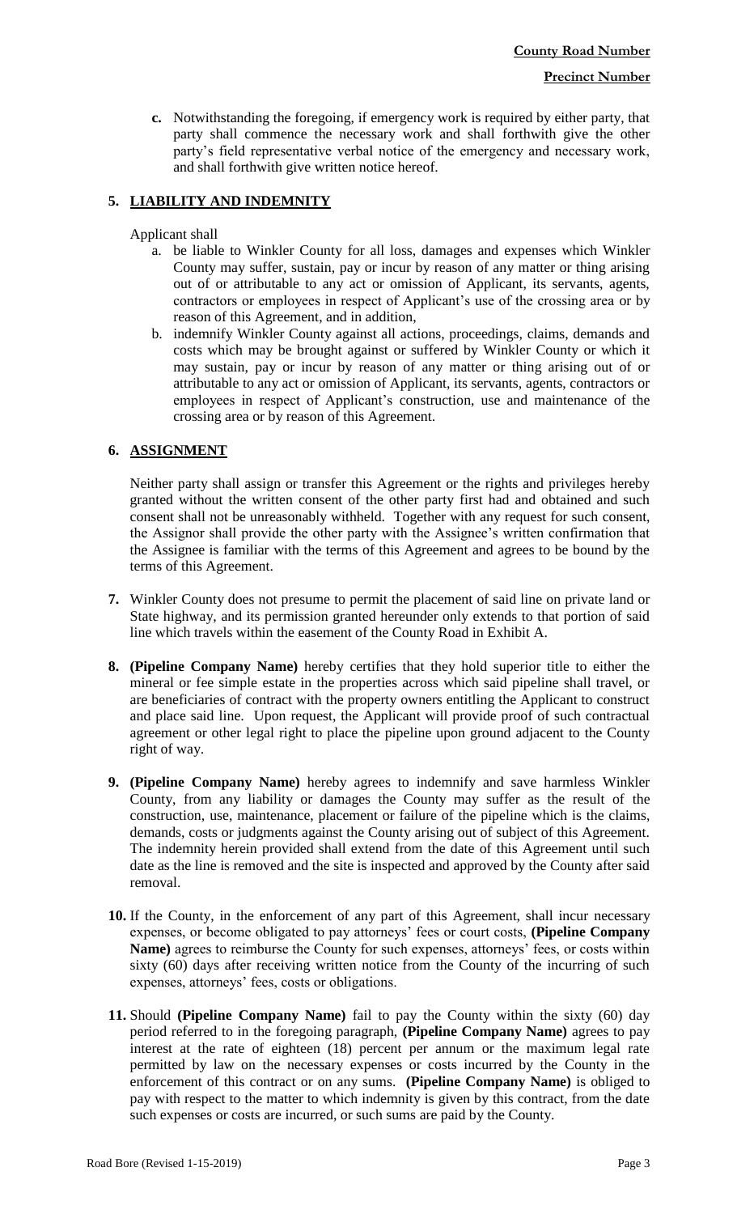**c.** Notwithstanding the foregoing, if emergency work is required by either party, that party shall commence the necessary work and shall forthwith give the other party's field representative verbal notice of the emergency and necessary work, and shall forthwith give written notice hereof.

## 5. LIABILITY AND INDEMNITY

Applicant shall

a. be liable to Winkler County for all loss, damages and expenses which Winkler County may suffer, sustain, pay or incur by reason of any matter or thing arising out of or attributable to any act or omission of Applicant, its servants, agents, contractors or employees in respect of Applicant's use of the crossing area or by reason of this Agreement, and in addition,

b. indemnify Winkler County against all actions, proceedings, claims, demands and costs which may be brought against or suffered by Winkler County or which it may sustain, pay or incur by reason of any matter or thing arising out of or attributable to any act or omission of Applicant, its servants, agents, contractors or employees in respect of Applicant's construction, use and maintenance of the crossing area or by reason of this Agreement.

## 6. ASSIGNMENT

Neither party shall assign or transfer this Agreement or the rights and privileges hereby granted without the written consent of the other party first had and obtained and such consent shall not be unreasonably withheld. Together with any request for such consent, the Assignor shall provide the other party with the Assignee's written confirmation that the Assignee is familiar with the terms of this Agreement and agrees to be bound by the terms of this Agreement.

**7.** Winkler County does not presume to permit the placement of said line on private land or State highway, and its permission granted hereunder only extends to that portion of said line which travels within the easement of the County Road in Exhibit A.

**8. (Pipeline Company Name)** hereby certifies that they hold superior title to either the mineral or fee simple estate in the properties across which said pipeline shall travel, or are beneficiaries of contract with the property owners entitling the Applicant to construct and place said line. Upon request, the Applicant will provide proof of such contractual agreement or other legal right to place the pipeline upon ground adjacent to the County right of way.

**9. (Pipeline Company Name)** hereby agrees to indemnify and save harmless Winkler County, from any liability or damages the County may suffer as the result of the construction, use, maintenance, placement or failure of the pipeline which is the claims, demands, costs or judgments against the County arising out of subject of this Agreement. The indemnity herein provided shall extend from the date of this Agreement until such date as the line is removed and the site is inspected and approved by the County after said removal.

**10.** If the County, in the enforcement of any part of this Agreement, shall incur necessary expenses, or become obligated to pay attorneys' fees or court costs, **(Pipeline Company Name)** agrees to reimburse the County for such expenses, attorneys' fees, or costs within sixty (60) days after receiving written notice from the County of the incurring of such expenses, attorneys' fees, costs or obligations.

**11.** Should **(Pipeline Company Name)** fail to pay the County within the sixty (60) day period referred to in the foregoing paragraph, **(Pipeline Company Name)** agrees to pay interest at the rate of eighteen (18) percent per annum or the maximum legal rate permitted by law on the necessary expenses or costs incurred by the County in the enforcement of this contract or on any sums. **(Pipeline Company Name)** is obliged to pay with respect to the matter to which indemnity is given by this contract, from the date such expenses or costs are incurred, or such sums are paid by the County.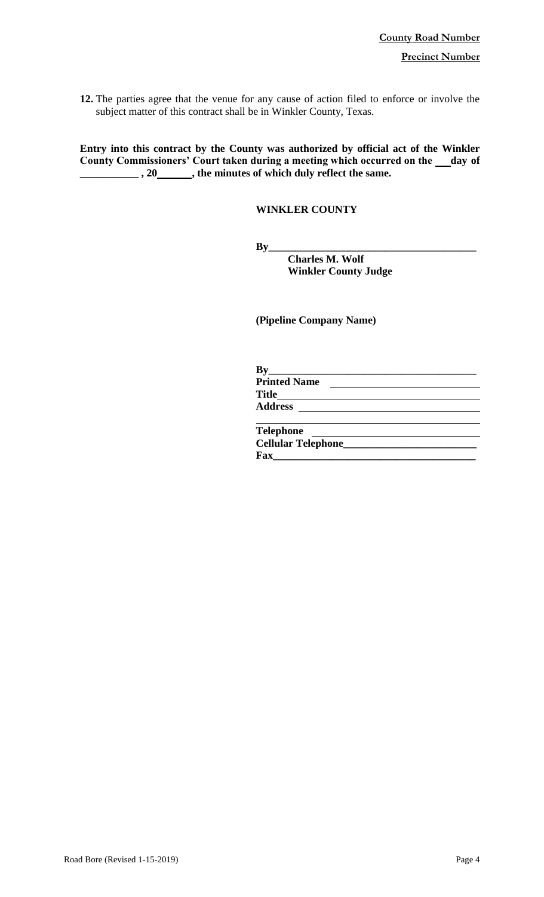**County Road Number**

**Precinct Number**

**12.** The parties agree that the venue for any cause of action filed to enforce or involve the subject matter of this contract shall be in Winkler County, Texas.

**Entry into this contract by the County was authorized by official act of the Winkler County Commissioners' Court taken during a meeting which occurred on the \_\_\_ day of \_\_\_\_\_\_\_\_\_\_\_ , 20\_\_\_\_\_\_, the minutes of which duly reflect the same.**

**WINKLER COUNTY**

**By\_\_\_\_\_\_\_\_\_\_\_\_\_\_\_\_\_\_\_\_\_\_\_\_\_\_\_\_\_\_\_\_\_\_\_\_\_\_\_\_**
**Charles M. Wolf**
**Winkler County Judge**

**(Pipeline Company Name)**

**By\_\_\_\_\_\_\_\_\_\_\_\_\_\_\_\_\_\_\_\_\_\_\_\_\_\_\_\_\_\_\_\_\_\_\_\_\_\_\_\_**
**Printed Name** \_\_\_\_\_\_\_\_\_\_\_\_\_\_\_\_\_\_\_\_\_\_\_\_\_\_\_\_\_\_
**Title**\_\_\_\_\_\_\_\_\_\_\_\_\_\_\_\_\_\_\_\_\_\_\_\_\_\_\_\_\_\_\_\_\_\_\_\_\_\_\_
**Address** \_\_\_\_\_\_\_\_\_\_\_\_\_\_\_\_\_\_\_\_\_\_\_\_\_\_\_\_\_\_\_\_\_\_\_
\_\_\_\_\_\_\_\_\_\_\_\_\_\_\_\_\_\_\_\_\_\_\_\_\_\_\_\_\_\_\_\_\_\_\_\_\_\_\_\_\_\_
**Telephone** \_\_\_\_\_\_\_\_\_\_\_\_\_\_\_\_\_\_\_\_\_\_\_\_\_\_\_\_\_\_\_\_\_
**Cellular Telephone**\_\_\_\_\_\_\_\_\_\_\_\_\_\_\_\_\_\_\_\_\_\_\_\_\_\_
**Fax**\_\_\_\_\_\_\_\_\_\_\_\_\_\_\_\_\_\_\_\_\_\_\_\_\_\_\_\_\_\_\_\_\_\_\_\_\_\_\_

Road Bore (Revised 1-15-2019)